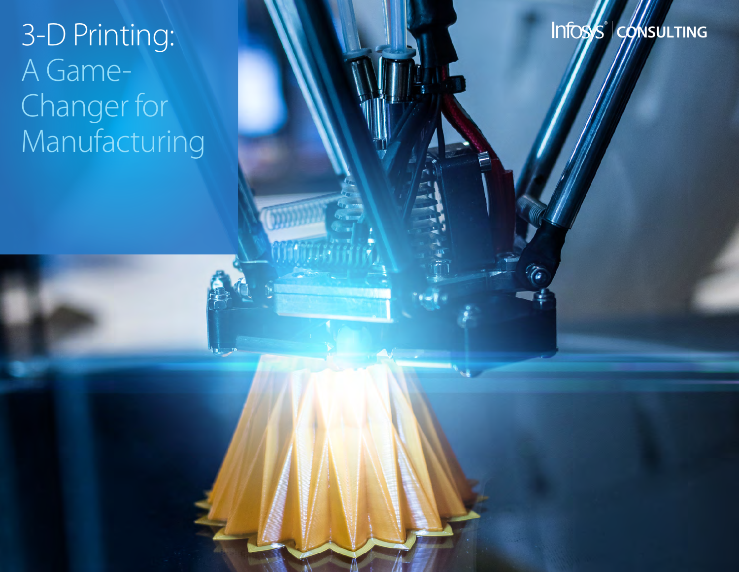# 3-D Printing: A Game-Changer for Manufacturing

Infosys® | CONSULTING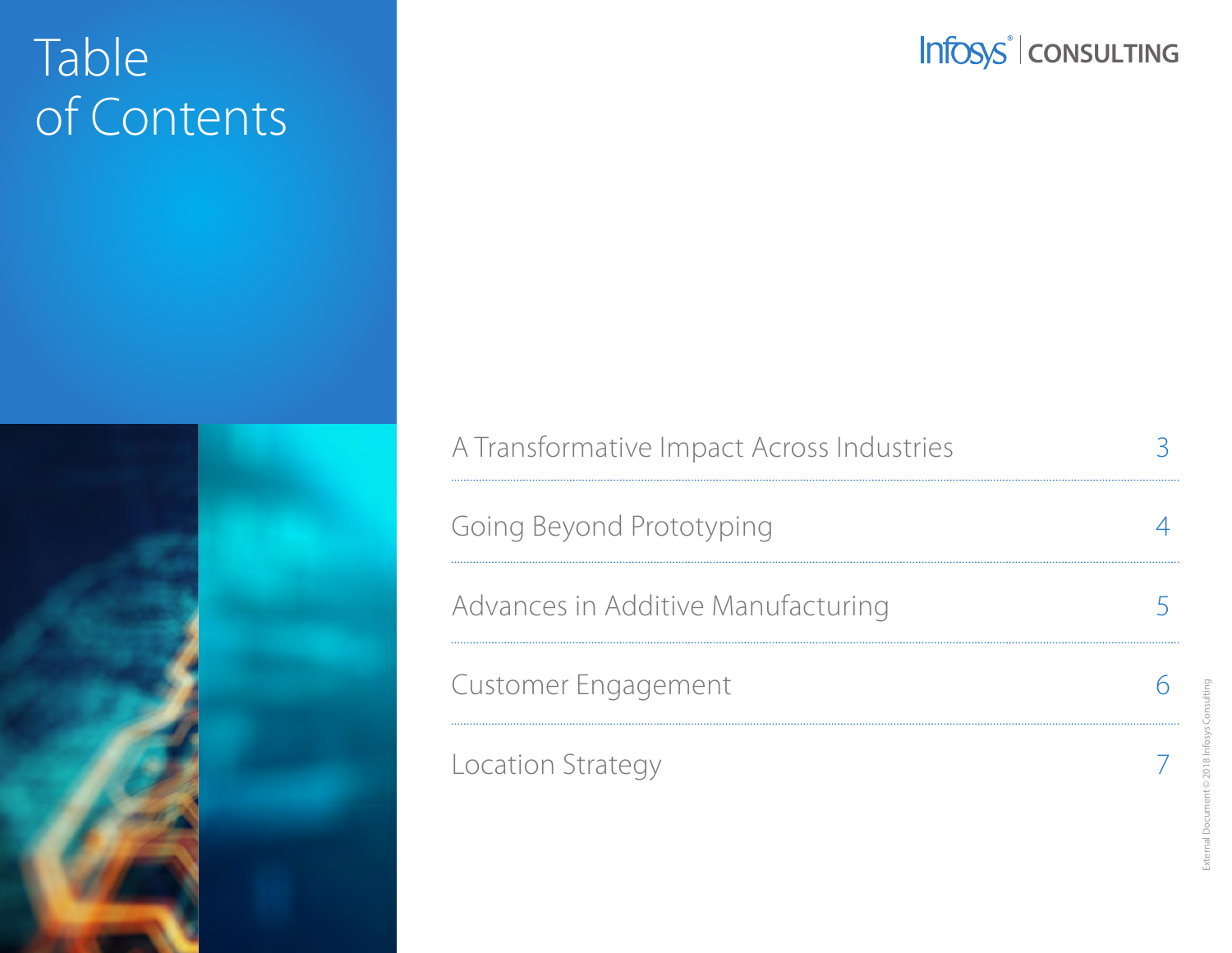# Table of Contents

| | |
|---|---|
| A Transformative Impact Across Industries | 3 |
| Going Beyond Prototyping | 4 |
| Advances in Additive Manufacturing | 5 |
| Customer Engagement | 6 |
| Location Strategy | 7 |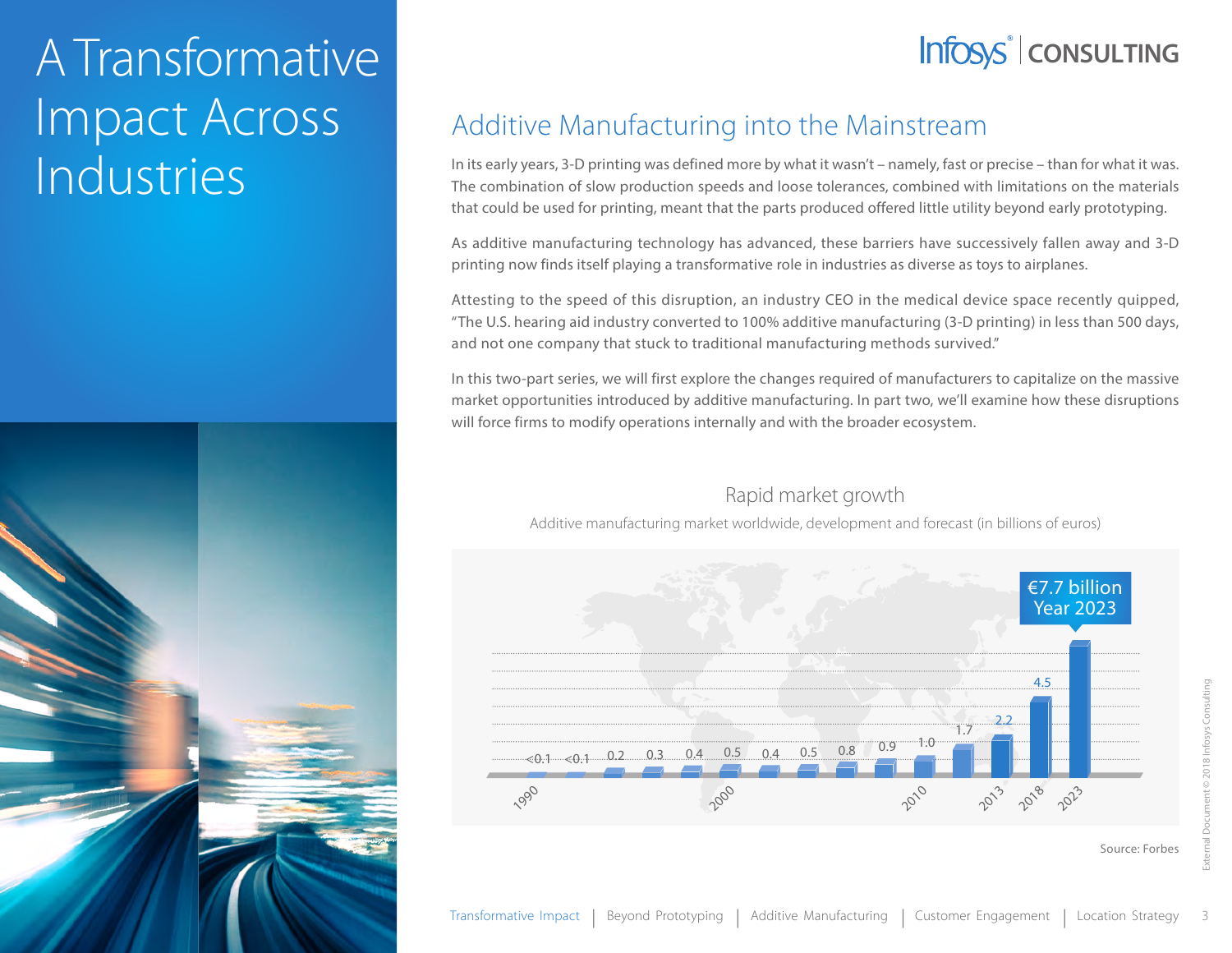# A Transformative Impact Across Industries

## Additive Manufacturing into the Mainstream

In its early years, 3-D printing was defined more by what it wasn't – namely, fast or precise – than for what it was. The combination of slow production speeds and loose tolerances, combined with limitations on the materials that could be used for printing, meant that the parts produced offered little utility beyond early prototyping.

As additive manufacturing technology has advanced, these barriers have successively fallen away and 3-D printing now finds itself playing a transformative role in industries as diverse as toys to airplanes.

Attesting to the speed of this disruption, an industry CEO in the medical device space recently quipped, "The U.S. hearing aid industry converted to 100% additive manufacturing (3-D printing) in less than 500 days, and not one company that stuck to traditional manufacturing methods survived."

In this two-part series, we will first explore the changes required of manufacturers to capitalize on the massive market opportunities introduced by additive manufacturing. In part two, we'll examine how these disruptions will force firms to modify operations internally and with the broader ecosystem.

### Rapid market growth

Additive manufacturing market worldwide, development and forecast (in billions of euros)

| 1990 | | | | 2000 | | | | | 2010 | | 2013 | 2018 | 2023 |
|---|---|---|---|---|---|---|---|---|---|---|---|---|---|
| <0.1 | <0.1 | 0.2 | 0.3 | 0.4 | 0.5 | 0.4 | 0.5 | 0.8 | 0.9 | 1.0 | 1.7 | 2.2 | 4.5 |

€7.7 billion Year 2023

Source: Forbes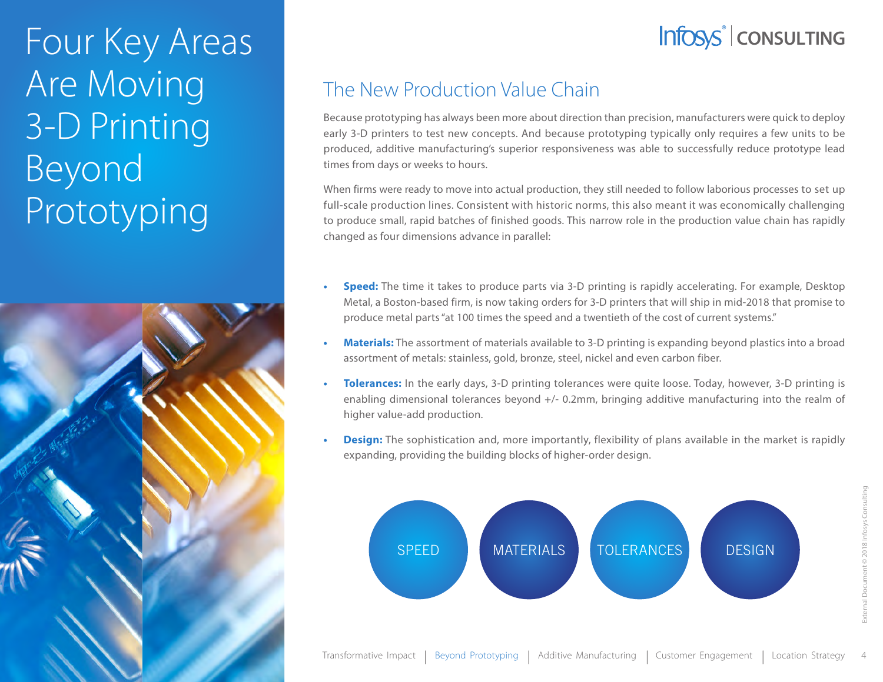# Four Key Areas Are Moving 3-D Printing Beyond Prototyping

## The New Production Value Chain

Because prototyping has always been more about direction than precision, manufacturers were quick to deploy early 3-D printers to test new concepts. And because prototyping typically only requires a few units to be produced, additive manufacturing's superior responsiveness was able to successfully reduce prototype lead times from days or weeks to hours.

When firms were ready to move into actual production, they still needed to follow laborious processes to set up full-scale production lines. Consistent with historic norms, this also meant it was economically challenging to produce small, rapid batches of finished goods. This narrow role in the production value chain has rapidly changed as four dimensions advance in parallel:

- **Speed:** The time it takes to produce parts via 3-D printing is rapidly accelerating. For example, Desktop Metal, a Boston-based firm, is now taking orders for 3-D printers that will ship in mid-2018 that promise to produce metal parts "at 100 times the speed and a twentieth of the cost of current systems."
- **Materials:** The assortment of materials available to 3-D printing is expanding beyond plastics into a broad assortment of metals: stainless, gold, bronze, steel, nickel and even carbon fiber.
- **Tolerances:** In the early days, 3-D printing tolerances were quite loose. Today, however, 3-D printing is enabling dimensional tolerances beyond +/- 0.2mm, bringing additive manufacturing into the realm of higher value-add production.
- **Design:** The sophistication and, more importantly, flexibility of plans available in the market is rapidly expanding, providing the building blocks of higher-order design.

SPEED | MATERIALS | TOLERANCES | DESIGN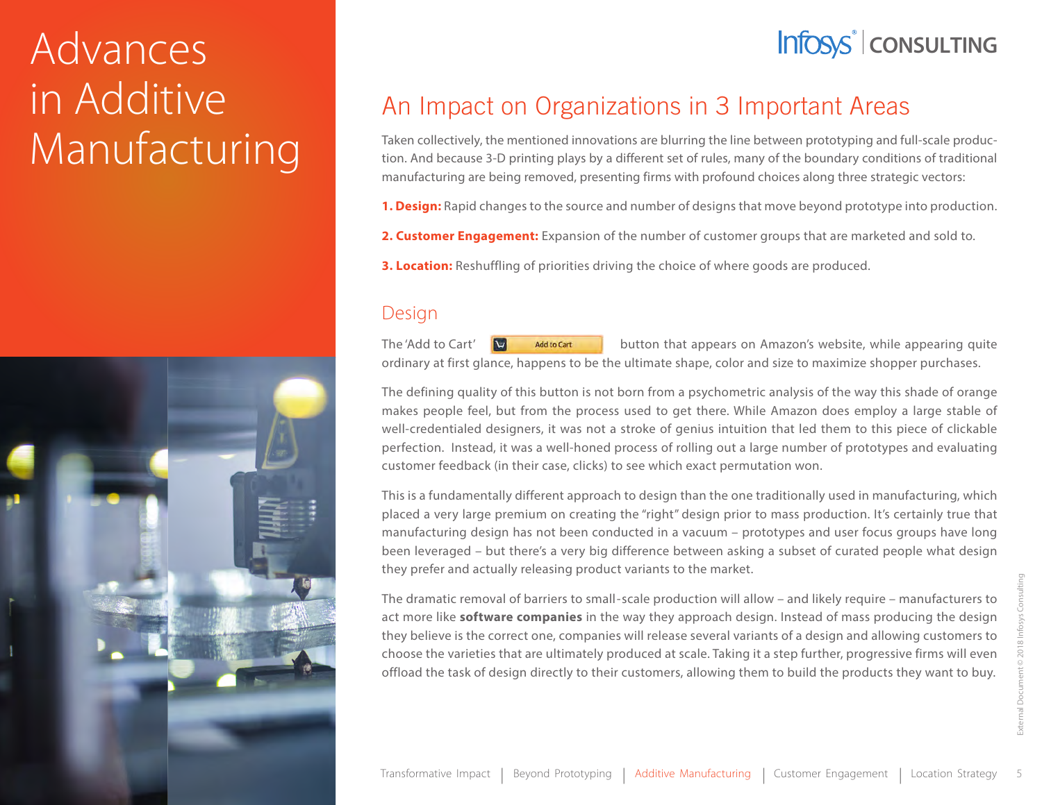# Advances in Additive Manufacturing

## An Impact on Organizations in 3 Important Areas

Taken collectively, the mentioned innovations are blurring the line between prototyping and full-scale production. And because 3-D printing plays by a different set of rules, many of the boundary conditions of traditional manufacturing are being removed, presenting firms with profound choices along three strategic vectors:

**1. Design:** Rapid changes to the source and number of designs that move beyond prototype into production.

**2. Customer Engagement:** Expansion of the number of customer groups that are marketed and sold to.

**3. Location:** Reshuffling of priorities driving the choice of where goods are produced.

### Design

The 'Add to Cart' button that appears on Amazon's website, while appearing quite ordinary at first glance, happens to be the ultimate shape, color and size to maximize shopper purchases.

The defining quality of this button is not born from a psychometric analysis of the way this shade of orange makes people feel, but from the process used to get there. While Amazon does employ a large stable of well-credentialed designers, it was not a stroke of genius intuition that led them to this piece of clickable perfection. Instead, it was a well-honed process of rolling out a large number of prototypes and evaluating customer feedback (in their case, clicks) to see which exact permutation won.

This is a fundamentally different approach to design than the one traditionally used in manufacturing, which placed a very large premium on creating the "right" design prior to mass production. It's certainly true that manufacturing design has not been conducted in a vacuum – prototypes and user focus groups have long been leveraged – but there's a very big difference between asking a subset of curated people what design they prefer and actually releasing product variants to the market.

The dramatic removal of barriers to small-scale production will allow – and likely require – manufacturers to act more like **software companies** in the way they approach design. Instead of mass producing the design they believe is the correct one, companies will release several variants of a design and allowing customers to choose the varieties that are ultimately produced at scale. Taking it a step further, progressive firms will even offload the task of design directly to their customers, allowing them to build the products they want to buy.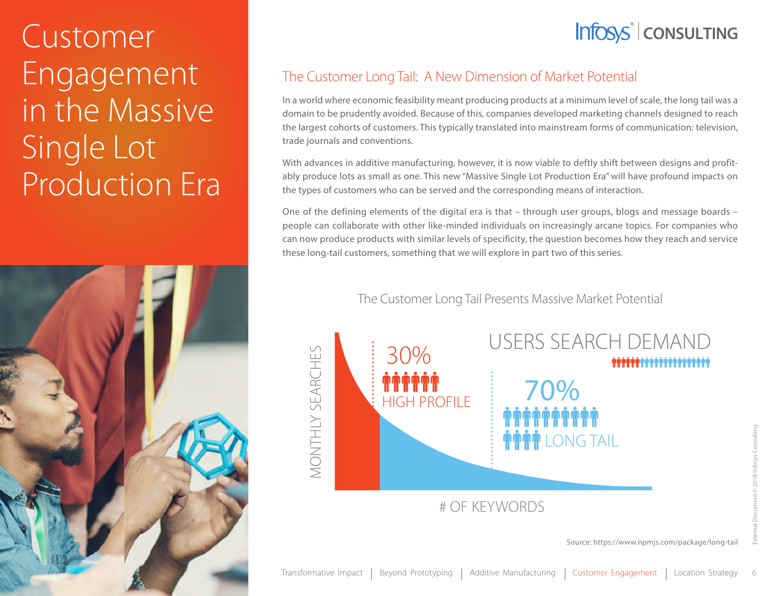# Customer Engagement in the Massive Single Lot Production Era

## The Customer Long Tail: A New Dimension of Market Potential

In a world where economic feasibility meant producing products at a minimum level of scale, the long tail was a domain to be prudently avoided. Because of this, companies developed marketing channels designed to reach the largest cohorts of customers. This typically translated into mainstream forms of communication: television, trade journals and conventions.

With advances in additive manufacturing, however, it is now viable to deftly shift between designs and profitably produce lots as small as one. This new "Massive Single Lot Production Era" will have profound impacts on the types of customers who can be served and the corresponding means of interaction.

One of the defining elements of the digital era is that – through user groups, blogs and message boards – people can collaborate with other like-minded individuals on increasingly arcane topics. For companies who can now produce products with similar levels of specificity, the question becomes how they reach and service these long-tail customers, something that we will explore in part two of this series.

### The Customer Long Tail Presents Massive Market Potential

USERS SEARCH DEMAND

- 30% HIGH PROFILE
- 70% LONG TAIL

MONTHLY SEARCHES / # OF KEYWORDS

Source: https://www.npmjs.com/package/long-tail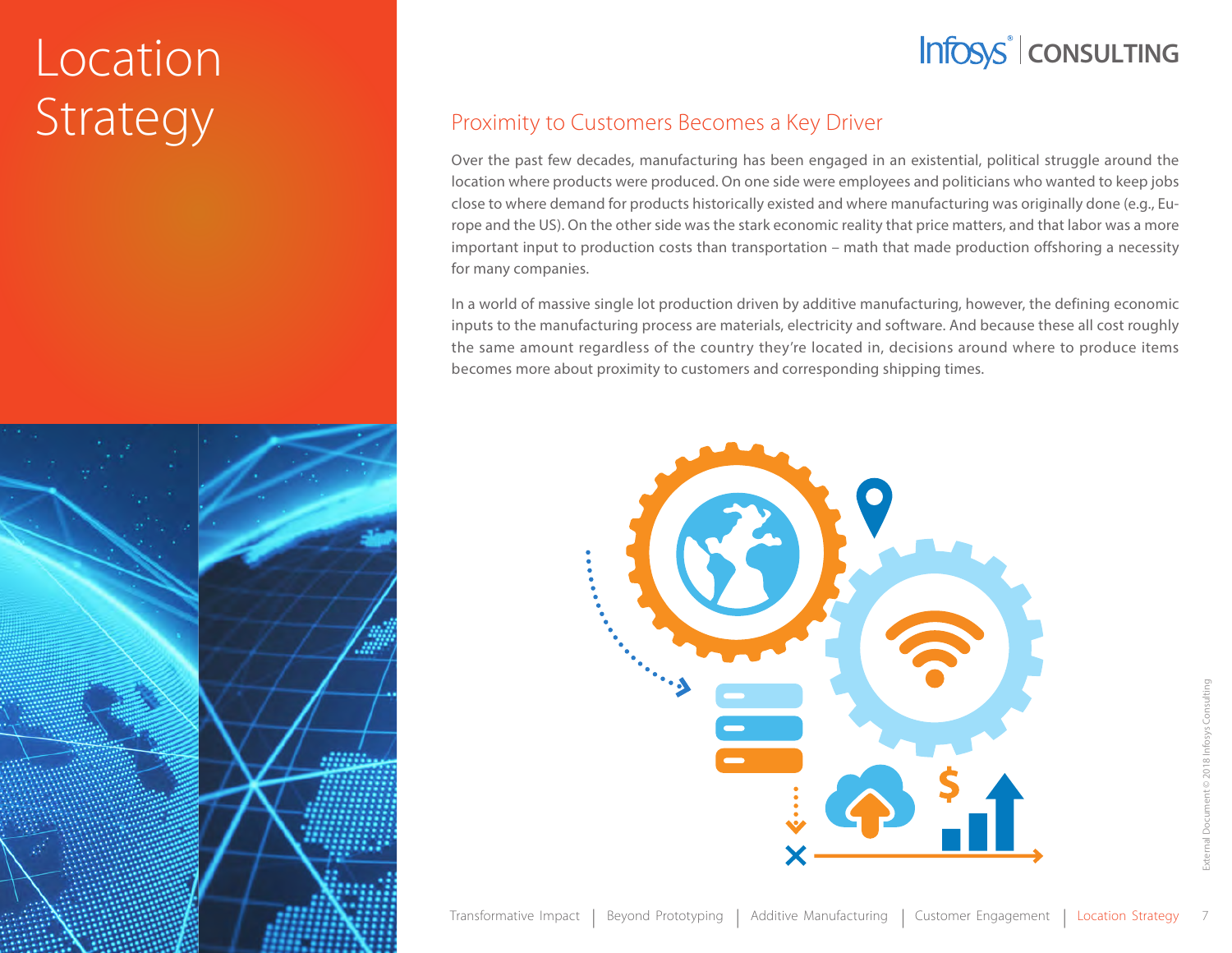# Location Strategy

## Proximity to Customers Becomes a Key Driver

Over the past few decades, manufacturing has been engaged in an existential, political struggle around the location where products were produced. On one side were employees and politicians who wanted to keep jobs close to where demand for products historically existed and where manufacturing was originally done (e.g., Europe and the US). On the other side was the stark economic reality that price matters, and that labor was a more important input to production costs than transportation – math that made production offshoring a necessity for many companies.

In a world of massive single lot production driven by additive manufacturing, however, the defining economic inputs to the manufacturing process are materials, electricity and software. And because these all cost roughly the same amount regardless of the country they're located in, decisions around where to produce items becomes more about proximity to customers and corresponding shipping times.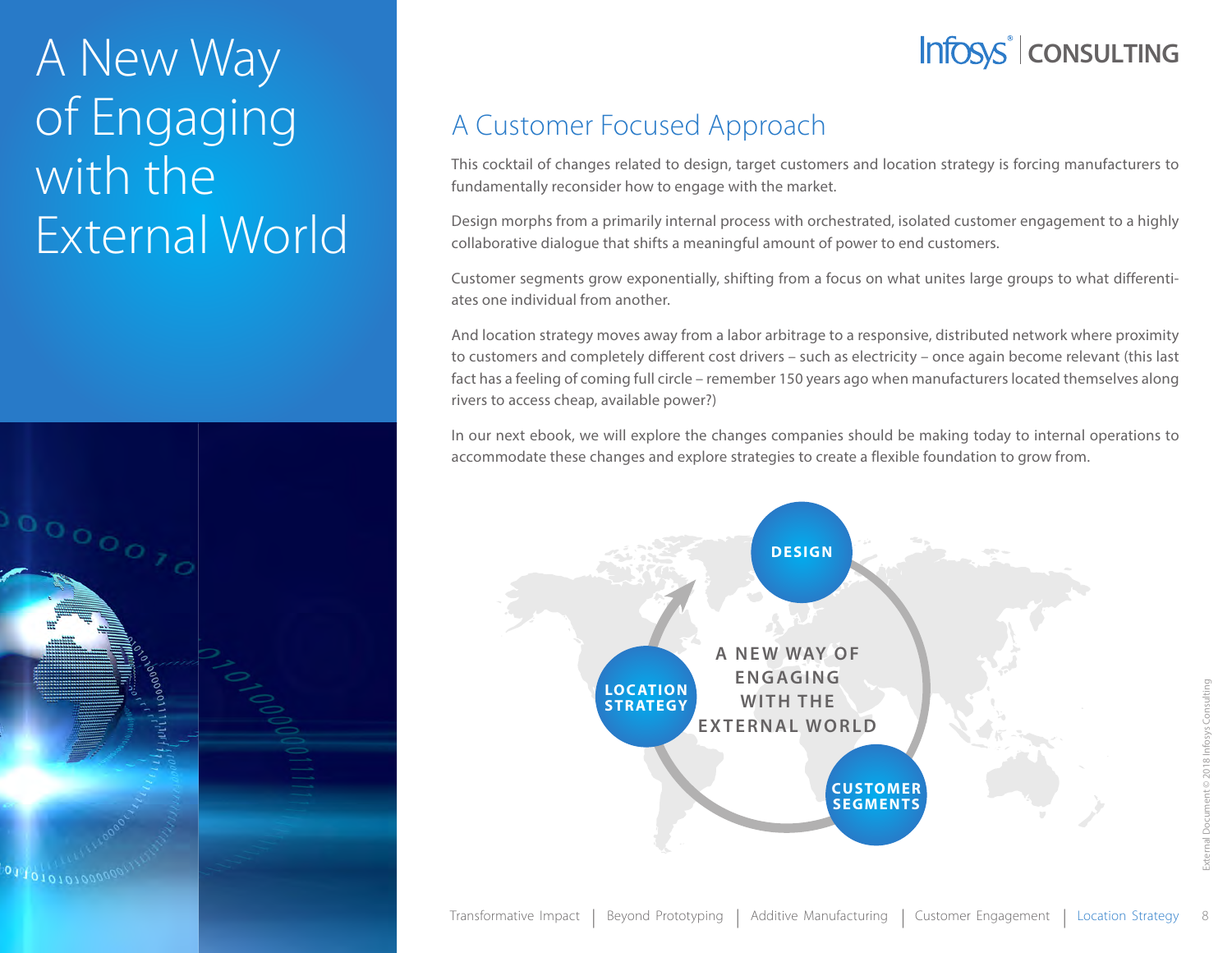# A New Way of Engaging with the External World

## A Customer Focused Approach

This cocktail of changes related to design, target customers and location strategy is forcing manufacturers to fundamentally reconsider how to engage with the market.

Design morphs from a primarily internal process with orchestrated, isolated customer engagement to a highly collaborative dialogue that shifts a meaningful amount of power to end customers.

Customer segments grow exponentially, shifting from a focus on what unites large groups to what differentiates one individual from another.

And location strategy moves away from a labor arbitrage to a responsive, distributed network where proximity to customers and completely different cost drivers – such as electricity – once again become relevant (this last fact has a feeling of coming full circle – remember 150 years ago when manufacturers located themselves along rivers to access cheap, available power?)

In our next ebook, we will explore the changes companies should be making today to internal operations to accommodate these changes and explore strategies to create a flexible foundation to grow from.

DESIGN

LOCATION STRATEGY

A NEW WAY OF ENGAGING WITH THE EXTERNAL WORLD

CUSTOMER SEGMENTS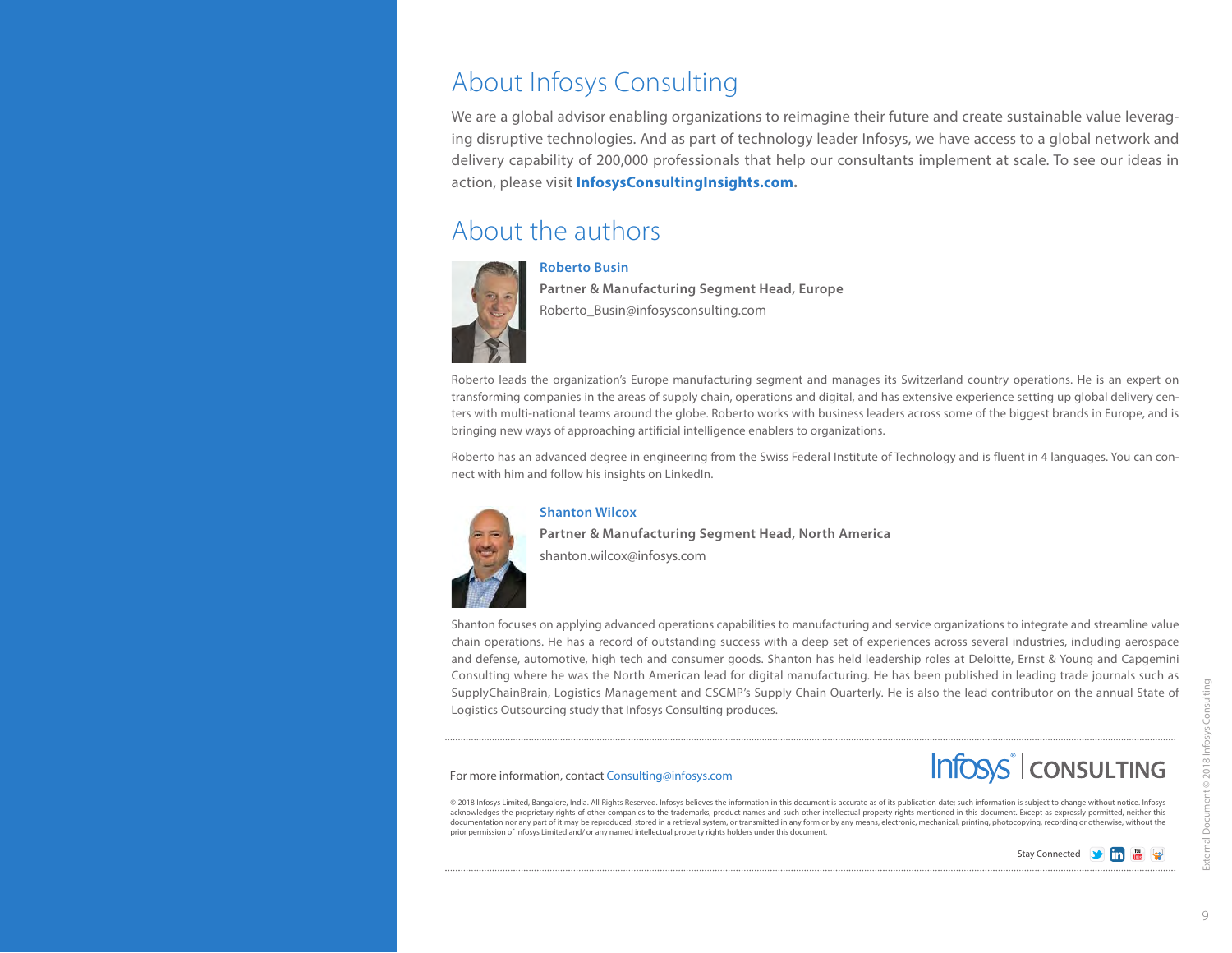# About Infosys Consulting

We are a global advisor enabling organizations to reimagine their future and create sustainable value leveraging disruptive technologies. And as part of technology leader Infosys, we have access to a global network and delivery capability of 200,000 professionals that help our consultants implement at scale. To see our ideas in action, please visit **InfosysConsultingInsights.com.**

# About the authors

**Roberto Busin**

**Partner & Manufacturing Segment Head, Europe**

Roberto_Busin@infosysconsulting.com

Roberto leads the organization's Europe manufacturing segment and manages its Switzerland country operations. He is an expert on transforming companies in the areas of supply chain, operations and digital, and has extensive experience setting up global delivery centers with multi-national teams around the globe. Roberto works with business leaders across some of the biggest brands in Europe, and is bringing new ways of approaching artificial intelligence enablers to organizations.

Roberto has an advanced degree in engineering from the Swiss Federal Institute of Technology and is fluent in 4 languages. You can connect with him and follow his insights on LinkedIn.

**Shanton Wilcox**

**Partner & Manufacturing Segment Head, North America**

shanton.wilcox@infosys.com

Shanton focuses on applying advanced operations capabilities to manufacturing and service organizations to integrate and streamline value chain operations. He has a record of outstanding success with a deep set of experiences across several industries, including aerospace and defense, automotive, high tech and consumer goods. Shanton has held leadership roles at Deloitte, Ernst & Young and Capgemini Consulting where he was the North American lead for digital manufacturing. He has been published in leading trade journals such as SupplyChainBrain, Logistics Management and CSCMP's Supply Chain Quarterly. He is also the lead contributor on the annual State of Logistics Outsourcing study that Infosys Consulting produces.

For more information, contact Consulting@infosys.com

Infosys® | CONSULTING

© 2018 Infosys Limited, Bangalore, India. All Rights Reserved. Infosys believes the information in this document is accurate as of its publication date; such information is subject to change without notice. Infosys acknowledges the proprietary rights of other companies to the trademarks, product names and such other intellectual property rights mentioned in this document. Except as expressly permitted, neither this documentation nor any part of it may be reproduced, stored in a retrieval system, or transmitted in any form or by any means, electronic, mechanical, printing, photocopying, recording or otherwise, without the prior permission of Infosys Limited and/ or any named intellectual property rights holders under this document.

Stay Connected

External Document © 2018 Infosys Consulting